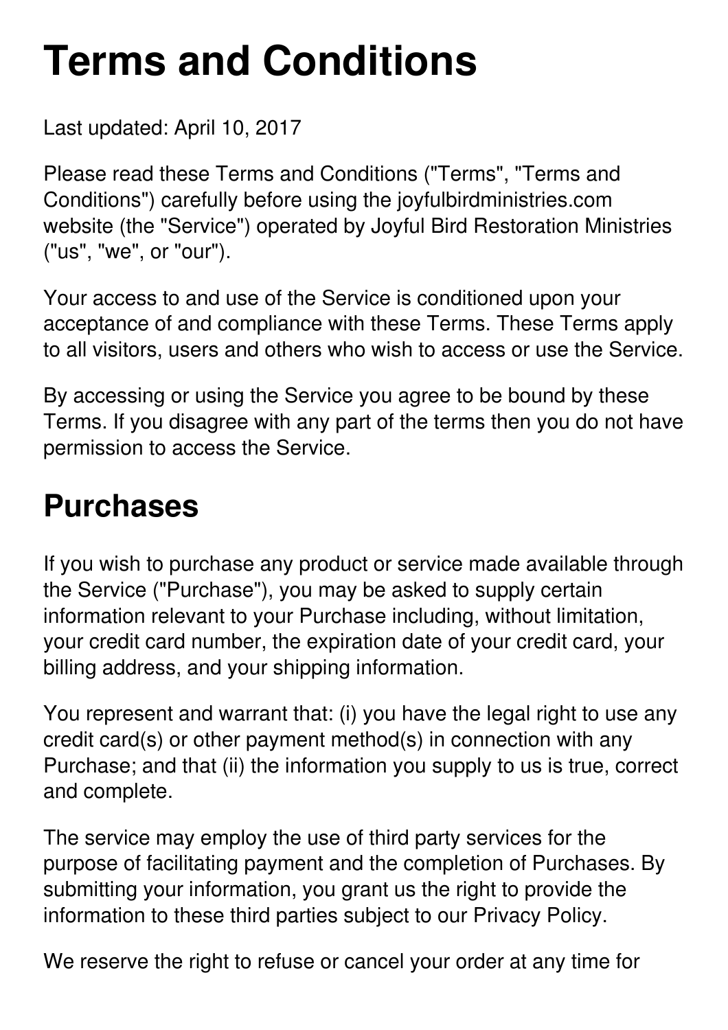# Terms and Conditions

Last updated: April 10, 2017

Please read these Terms and Conditions ("Terms", "Terms and Conditions") carefully before using the joyfulbirdministries.com website (the "Service") operated by Joyful Bird Restoration Ministries ("us", "we", or "our").

Your access to and use of the Service is conditioned upon your acceptance of and compliance with these Terms. These Terms apply to all visitors, users and others who wish to access or use the Service.

By accessing or using the Service you agree to be bound by these Terms. If you disagree with any part of the terms then you do not have permission to access the Service.

## Purchases

If you wish to purchase any product or service made available through the Service ("Purchase"), you may be asked to supply certain information relevant to your Purchase including, without limitation, your credit card number, the expiration date of your credit card, your billing address, and your shipping information.

You represent and warrant that: (i) you have the legal right to use any credit card(s) or other payment method(s) in connection with any Purchase; and that (ii) the information you supply to us is true, correct and complete.

The service may employ the use of third party services for the purpose of facilitating payment and the completion of Purchases. By submitting your information, you grant us the right to provide the information to these third parties subject to our Privacy Policy.

We reserve the right to refuse or cancel your order at any time for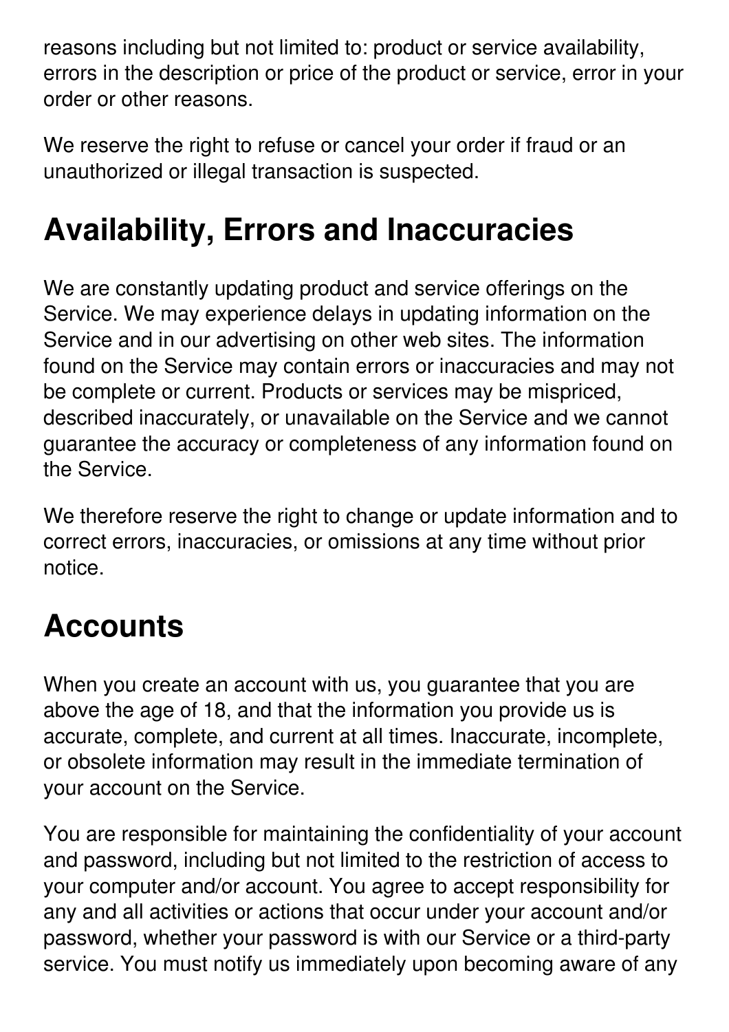reasons including but not limited to: product or service availability, errors in the description or price of the product or service, error in your order or other reasons.

We reserve the right to refuse or cancel your order if fraud or an unauthorized or illegal transaction is suspected.

## Availability, Errors and Inaccuracies

We are constantly updating product and service offerings on the Service. We may experience delays in updating information on the Service and in our advertising on other web sites. The information found on the Service may contain errors or inaccuracies and may not be complete or current. Products or services may be mispriced, described inaccurately, or unavailable on the Service and we cannot guarantee the accuracy or completeness of any information found on the Service.

We therefore reserve the right to change or update information and to correct errors, inaccuracies, or omissions at any time without prior notice.

## Accounts

When you create an account with us, you guarantee that you are above the age of 18, and that the information you provide us is accurate, complete, and current at all times. Inaccurate, incomplete, or obsolete information may result in the immediate termination of your account on the Service.

You are responsible for maintaining the confidentiality of your account and password, including but not limited to the restriction of access to your computer and/or account. You agree to accept responsibility for any and all activities or actions that occur under your account and/or password, whether your password is with our Service or a third-party service. You must notify us immediately upon becoming aware of any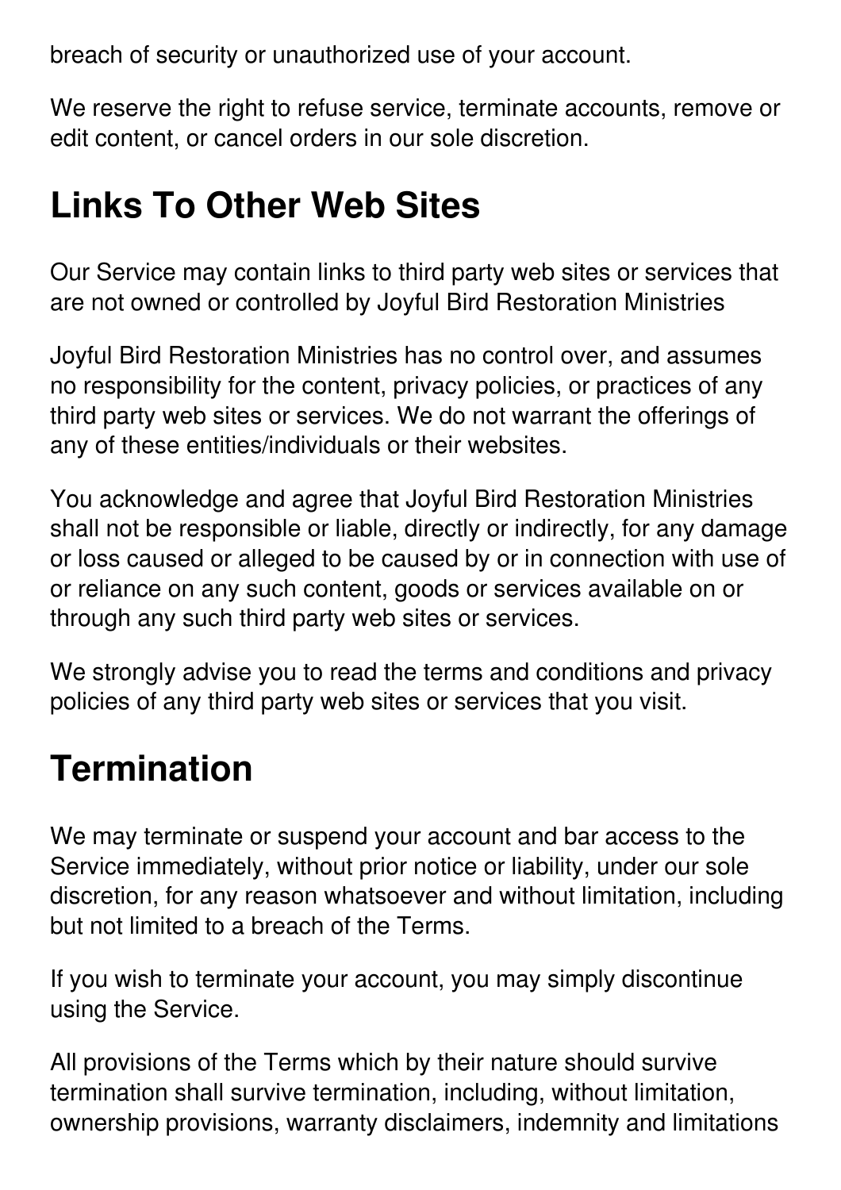breach of security or unauthorized use of your account.

We reserve the right to refuse service, terminate accounts, remove or edit content, or cancel orders in our sole discretion.

## Links To Other Web Sites

Our Service may contain links to third party web sites or services that are not owned or controlled by Joyful Bird Restoration Ministries

Joyful Bird Restoration Ministries has no control over, and assumes no responsibility for the content, privacy policies, or practices of any third party web sites or services. We do not warrant the offerings of any of these entities/individuals or their websites.

You acknowledge and agree that Joyful Bird Restoration Ministries shall not be responsible or liable, directly or indirectly, for any damage or loss caused or alleged to be caused by or in connection with use of or reliance on any such content, goods or services available on or through any such third party web sites or services.

We strongly advise you to read the terms and conditions and privacy policies of any third party web sites or services that you visit.

## Termination

We may terminate or suspend your account and bar access to the Service immediately, without prior notice or liability, under our sole discretion, for any reason whatsoever and without limitation, including but not limited to a breach of the Terms.

If you wish to terminate your account, you may simply discontinue using the Service.

All provisions of the Terms which by their nature should survive termination shall survive termination, including, without limitation, ownership provisions, warranty disclaimers, indemnity and limitations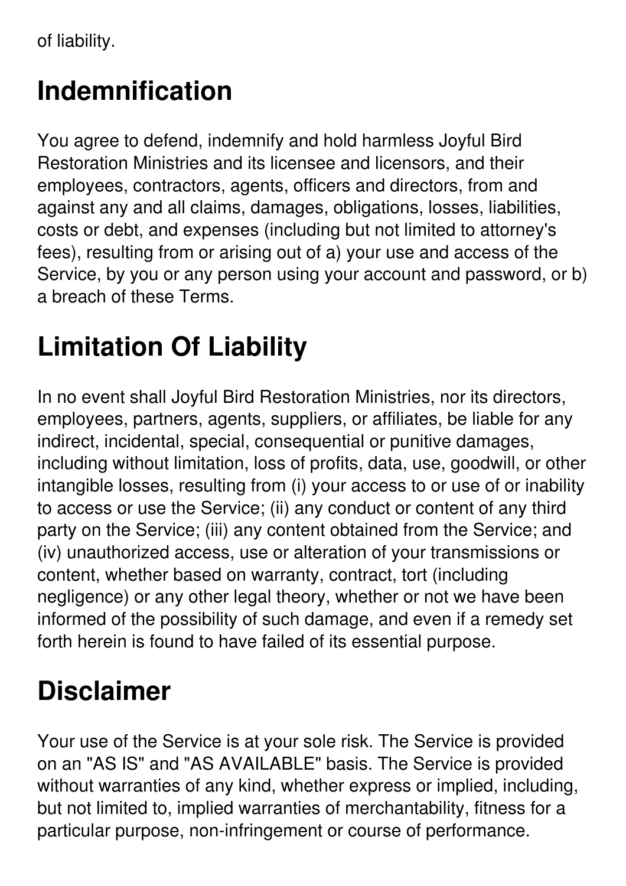of liability.

## Indemnification

You agree to defend, indemnify and hold harmless Joyful Bird Restoration Ministries and its licensee and licensors, and their employees, contractors, agents, officers and directors, from and against any and all claims, damages, obligations, losses, liabilities, costs or debt, and expenses (including but not limited to attorney's fees), resulting from or arising out of a) your use and access of the Service, by you or any person using your account and password, or b) a breach of these Terms.

## Limitation Of Liability

In no event shall Joyful Bird Restoration Ministries, nor its directors, employees, partners, agents, suppliers, or affiliates, be liable for any indirect, incidental, special, consequential or punitive damages, including without limitation, loss of profits, data, use, goodwill, or other intangible losses, resulting from (i) your access to or use of or inability to access or use the Service; (ii) any conduct or content of any third party on the Service; (iii) any content obtained from the Service; and (iv) unauthorized access, use or alteration of your transmissions or content, whether based on warranty, contract, tort (including negligence) or any other legal theory, whether or not we have been informed of the possibility of such damage, and even if a remedy set forth herein is found to have failed of its essential purpose.

## Disclaimer

Your use of the Service is at your sole risk. The Service is provided on an "AS IS" and "AS AVAILABLE" basis. The Service is provided without warranties of any kind, whether express or implied, including, but not limited to, implied warranties of merchantability, fitness for a particular purpose, non-infringement or course of performance.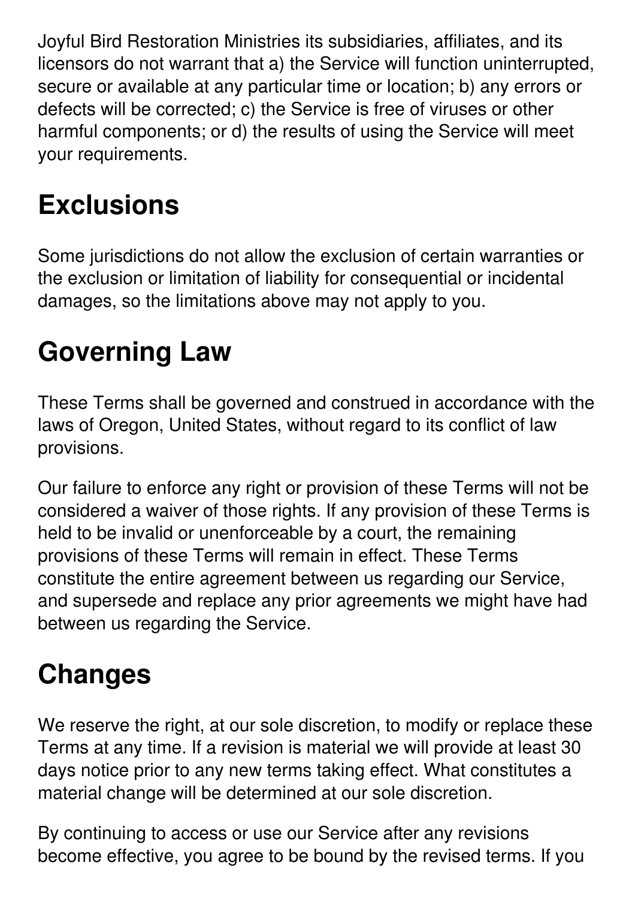Joyful Bird Restoration Ministries its subsidiaries, affiliates, and its licensors do not warrant that a) the Service will function uninterrupted, secure or available at any particular time or location; b) any errors or defects will be corrected; c) the Service is free of viruses or other harmful components; or d) the results of using the Service will meet your requirements.

## Exclusions

Some jurisdictions do not allow the exclusion of certain warranties or the exclusion or limitation of liability for consequential or incidental damages, so the limitations above may not apply to you.

## Governing Law

These Terms shall be governed and construed in accordance with the laws of Oregon, United States, without regard to its conflict of law provisions.

Our failure to enforce any right or provision of these Terms will not be considered a waiver of those rights. If any provision of these Terms is held to be invalid or unenforceable by a court, the remaining provisions of these Terms will remain in effect. These Terms constitute the entire agreement between us regarding our Service, and supersede and replace any prior agreements we might have had between us regarding the Service.

## Changes

We reserve the right, at our sole discretion, to modify or replace these Terms at any time. If a revision is material we will provide at least 30 days notice prior to any new terms taking effect. What constitutes a material change will be determined at our sole discretion.

By continuing to access or use our Service after any revisions become effective, you agree to be bound by the revised terms. If you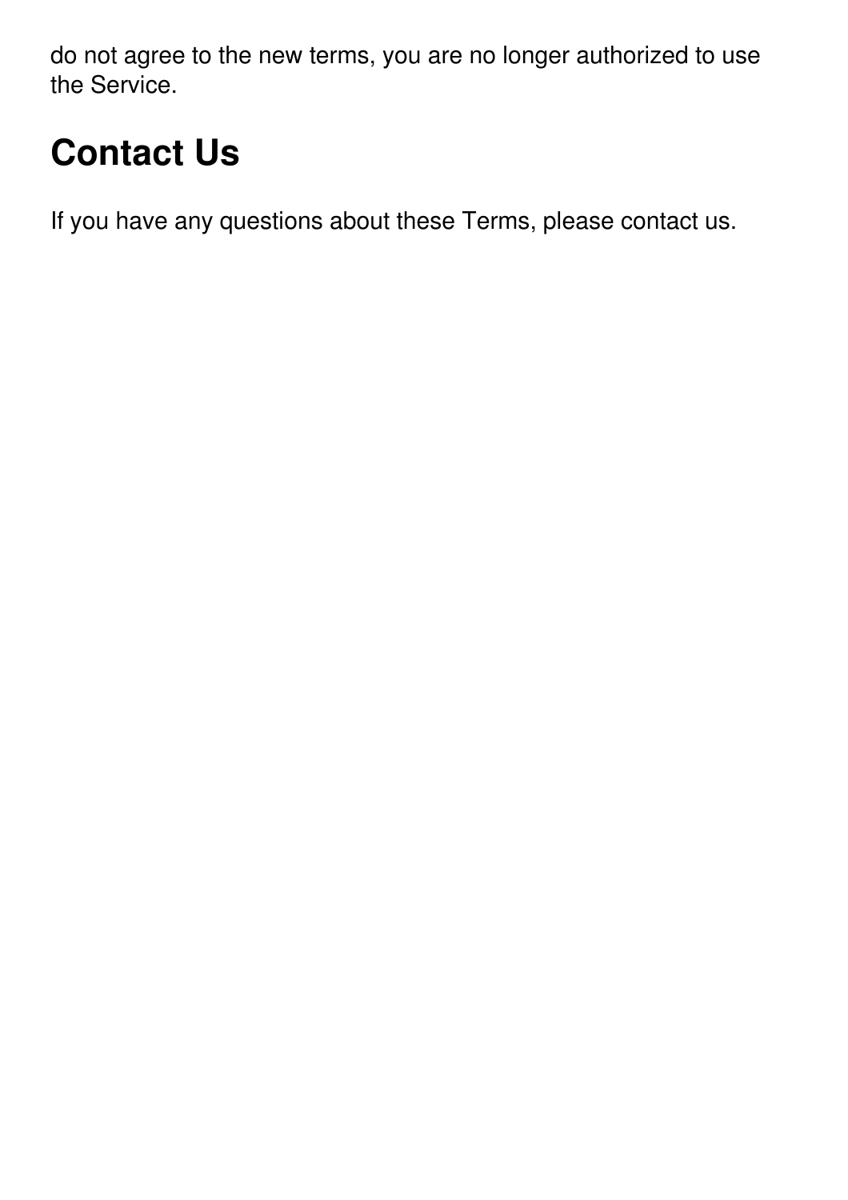do not agree to the new terms, you are no longer authorized to use the Service.

## Contact Us

If you have any questions about these Terms, please contact us.